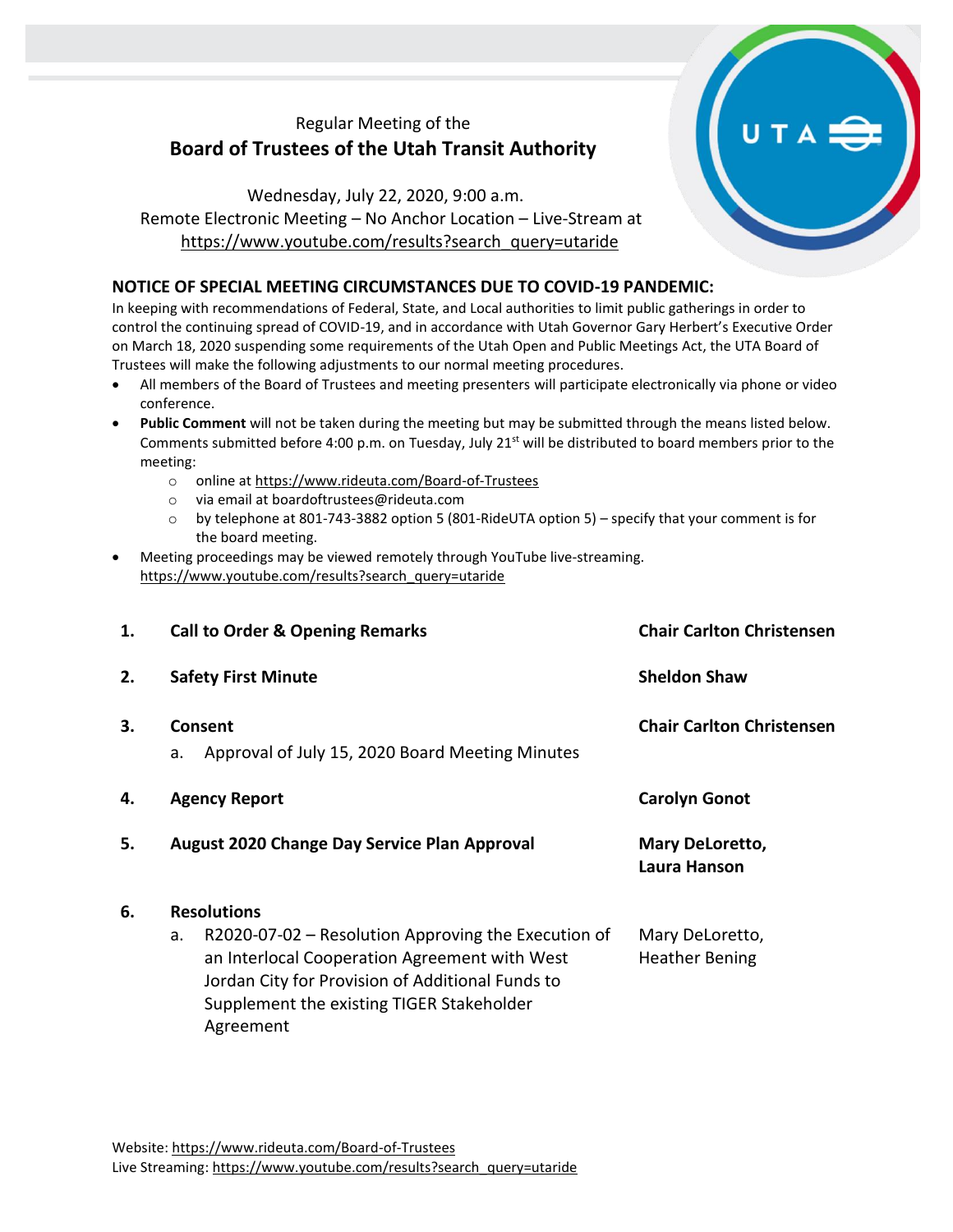Regular Meeting of the

# Board of Trustees of the Utah Transit Authority

Wednesday, July 22, 2020, 9:00 a.m.
Remote Electronic Meeting – No Anchor Location – Live-Stream at
https://www.youtube.com/results?search_query=utaride

## NOTICE OF SPECIAL MEETING CIRCUMSTANCES DUE TO COVID-19 PANDEMIC:

In keeping with recommendations of Federal, State, and Local authorities to limit public gatherings in order to control the continuing spread of COVID-19, and in accordance with Utah Governor Gary Herbert's Executive Order on March 18, 2020 suspending some requirements of the Utah Open and Public Meetings Act, the UTA Board of Trustees will make the following adjustments to our normal meeting procedures.

- All members of the Board of Trustees and meeting presenters will participate electronically via phone or video conference.
- **Public Comment** will not be taken during the meeting but may be submitted through the means listed below. Comments submitted before 4:00 p.m. on Tuesday, July 21st will be distributed to board members prior to the meeting:
  - online at https://www.rideuta.com/Board-of-Trustees
  - via email at boardoftrustees@rideuta.com
  - by telephone at 801-743-3882 option 5 (801-RideUTA option 5) – specify that your comment is for the board meeting.
- Meeting proceedings may be viewed remotely through YouTube live-streaming. https://www.youtube.com/results?search_query=utaride

| | | |
|---|---|---|
| **1.** | **Call to Order & Opening Remarks** | **Chair Carlton Christensen** |
| **2.** | **Safety First Minute** | **Sheldon Shaw** |
| **3.** | **Consent**<br>a. Approval of July 15, 2020 Board Meeting Minutes | **Chair Carlton Christensen** |
| **4.** | **Agency Report** | **Carolyn Gonot** |
| **5.** | **August 2020 Change Day Service Plan Approval** | **Mary DeLoretto, Laura Hanson** |
| **6.** | **Resolutions**<br>a. R2020-07-02 – Resolution Approving the Execution of an Interlocal Cooperation Agreement with West Jordan City for Provision of Additional Funds to Supplement the existing TIGER Stakeholder Agreement | Mary DeLoretto, Heather Bening |

Website: https://www.rideuta.com/Board-of-Trustees
Live Streaming: https://www.youtube.com/results?search_query=utaride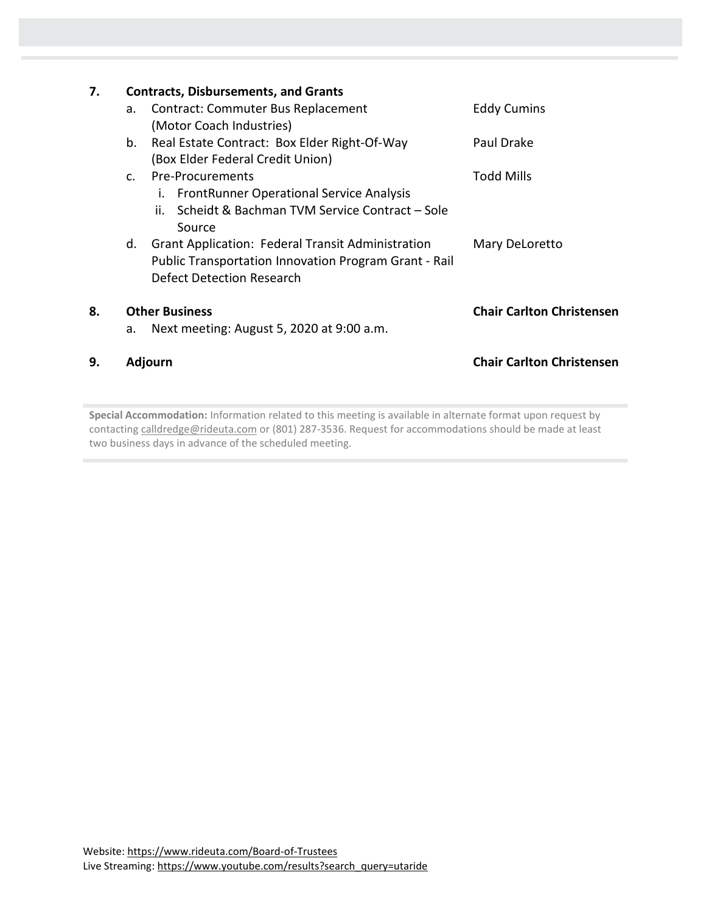**7. Contracts, Disbursements, and Grants**

a. Contract: Commuter Bus Replacement (Motor Coach Industries) — Eddy Cumins

b. Real Estate Contract: Box Elder Right-Of-Way (Box Elder Federal Credit Union) — Paul Drake

c. Pre-Procurements — Todd Mills
   i. FrontRunner Operational Service Analysis
   ii. Scheidt & Bachman TVM Service Contract – Sole Source

d. Grant Application: Federal Transit Administration Public Transportation Innovation Program Grant - Rail Defect Detection Research — Mary DeLoretto

**8. Other Business** — **Chair Carlton Christensen**

a. Next meeting: August 5, 2020 at 9:00 a.m.

**9. Adjourn** — **Chair Carlton Christensen**

**Special Accommodation:** Information related to this meeting is available in alternate format upon request by contacting calldredge@rideuta.com or (801) 287-3536. Request for accommodations should be made at least two business days in advance of the scheduled meeting.

Website: https://www.rideuta.com/Board-of-Trustees
Live Streaming: https://www.youtube.com/results?search_query=utaride